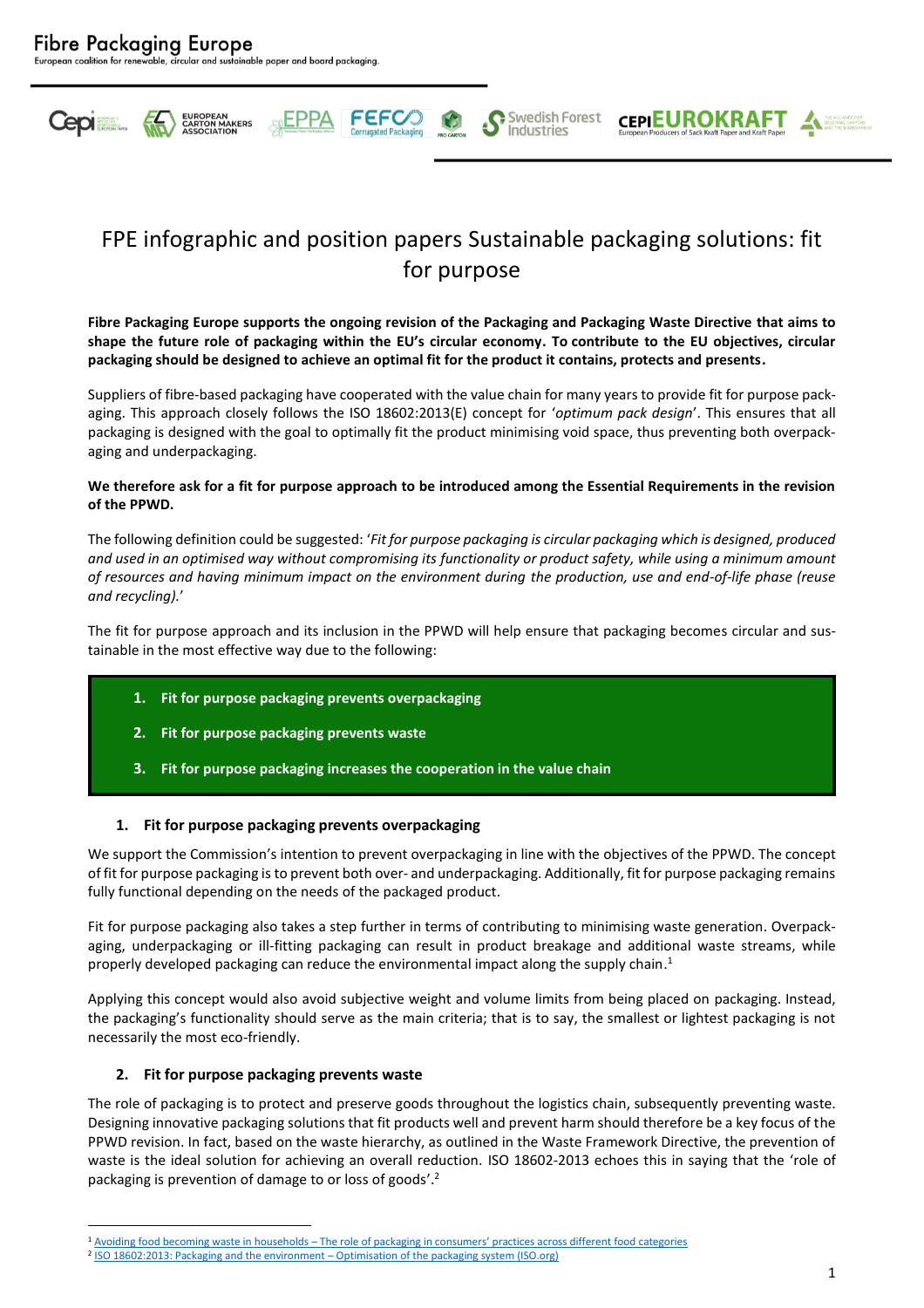# Fibre Packaging Europe

European coalition for renewable, circular and sustainable paper and board packaging.

## FPE infographic and position papers Sustainable packaging solutions: fit for purpose

**Fibre Packaging Europe supports the ongoing revision of the Packaging and Packaging Waste Directive that aims to shape the future role of packaging within the EU's circular economy. To contribute to the EU objectives, circular packaging should be designed to achieve an optimal fit for the product it contains, protects and presents.**

Suppliers of fibre-based packaging have cooperated with the value chain for many years to provide fit for purpose packaging. This approach closely follows the ISO 18602:2013(E) concept for '*optimum pack design*'. This ensures that all packaging is designed with the goal to optimally fit the product minimising void space, thus preventing both overpackaging and underpackaging.

**We therefore ask for a fit for purpose approach to be introduced among the Essential Requirements in the revision of the PPWD.**

The following definition could be suggested: '*Fit for purpose packaging is circular packaging which is designed, produced and used in an optimised way without compromising its functionality or product safety, while using a minimum amount of resources and having minimum impact on the environment during the production, use and end-of-life phase (reuse and recycling).*'

The fit for purpose approach and its inclusion in the PPWD will help ensure that packaging becomes circular and sustainable in the most effective way due to the following:

1. **Fit for purpose packaging prevents overpackaging**
2. **Fit for purpose packaging prevents waste**
3. **Fit for purpose packaging increases the cooperation in the value chain**

### 1. Fit for purpose packaging prevents overpackaging

We support the Commission's intention to prevent overpackaging in line with the objectives of the PPWD. The concept of fit for purpose packaging is to prevent both over- and underpackaging. Additionally, fit for purpose packaging remains fully functional depending on the needs of the packaged product.

Fit for purpose packaging also takes a step further in terms of contributing to minimising waste generation. Overpackaging, underpackaging or ill-fitting packaging can result in product breakage and additional waste streams, while properly developed packaging can reduce the environmental impact along the supply chain.[1]

Applying this concept would also avoid subjective weight and volume limits from being placed on packaging. Instead, the packaging's functionality should serve as the main criteria; that is to say, the smallest or lightest packaging is not necessarily the most eco-friendly.

### 2. Fit for purpose packaging prevents waste

The role of packaging is to protect and preserve goods throughout the logistics chain, subsequently preventing waste. Designing innovative packaging solutions that fit products well and prevent harm should therefore be a key focus of the PPWD revision. In fact, based on the waste hierarchy, as outlined in the Waste Framework Directive, the prevention of waste is the ideal solution for achieving an overall reduction. ISO 18602-2013 echoes this in saying that the 'role of packaging is prevention of damage to or loss of goods'.[2]

---

[1] Avoiding food becoming waste in households – The role of packaging in consumers' practices across different food categories

[2] ISO 18602:2013: Packaging and the environment – Optimisation of the packaging system (ISO.org)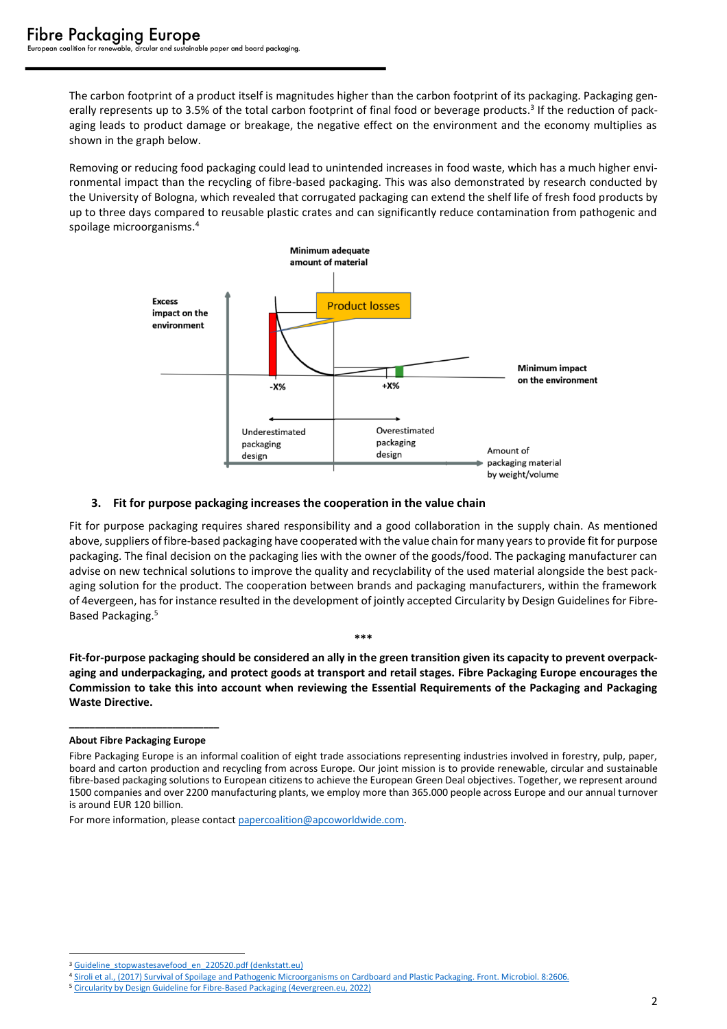The carbon footprint of a product itself is magnitudes higher than the carbon footprint of its packaging. Packaging generally represents up to 3.5% of the total carbon footprint of final food or beverage products.[3] If the reduction of packaging leads to product damage or breakage, the negative effect on the environment and the economy multiplies as shown in the graph below.

Removing or reducing food packaging could lead to unintended increases in food waste, which has a much higher environmental impact than the recycling of fibre-based packaging. This was also demonstrated by research conducted by the University of Bologna, which revealed that corrugated packaging can extend the shelf life of fresh food products by up to three days compared to reusable plastic crates and can significantly reduce contamination from pathogenic and spoilage microorganisms.[4]

Minimum adequate amount of material

Excess impact on the environment

Product losses

Minimum impact on the environment

-X%

+X%

Underestimated packaging design

Overestimated packaging design

Amount of packaging material by weight/volume

### 3. Fit for purpose packaging increases the cooperation in the value chain

Fit for purpose packaging requires shared responsibility and a good collaboration in the supply chain. As mentioned above, suppliers of fibre-based packaging have cooperated with the value chain for many years to provide fit for purpose packaging. The final decision on the packaging lies with the owner of the goods/food. The packaging manufacturer can advise on new technical solutions to improve the quality and recyclability of the used material alongside the best packaging solution for the product. The cooperation between brands and packaging manufacturers, within the framework of 4evergeen, has for instance resulted in the development of jointly accepted Circularity by Design Guidelines for Fibre-Based Packaging.[5]

***

**Fit-for-purpose packaging should be considered an ally in the green transition given its capacity to prevent overpackaging and underpackaging, and protect goods at transport and retail stages. Fibre Packaging Europe encourages the Commission to take this into account when reviewing the Essential Requirements of the Packaging and Packaging Waste Directive.**

---

**About Fibre Packaging Europe**

Fibre Packaging Europe is an informal coalition of eight trade associations representing industries involved in forestry, pulp, paper, board and carton production and recycling from across Europe. Our joint mission is to provide renewable, circular and sustainable fibre-based packaging solutions to European citizens to achieve the European Green Deal objectives. Together, we represent around 1500 companies and over 2200 manufacturing plants, we employ more than 365.000 people across Europe and our annual turnover is around EUR 120 billion.

For more information, please contact papercoalition@apcoworldwide.com.

---

[3] Guideline_stopwastesavefood_en_220520.pdf (denkstatt.eu)

[4] Siroli et al., (2017) Survival of Spoilage and Pathogenic Microorganisms on Cardboard and Plastic Packaging. Front. Microbiol. 8:2606.

[5] Circularity by Design Guideline for Fibre-Based Packaging (4evergreen.eu, 2022)